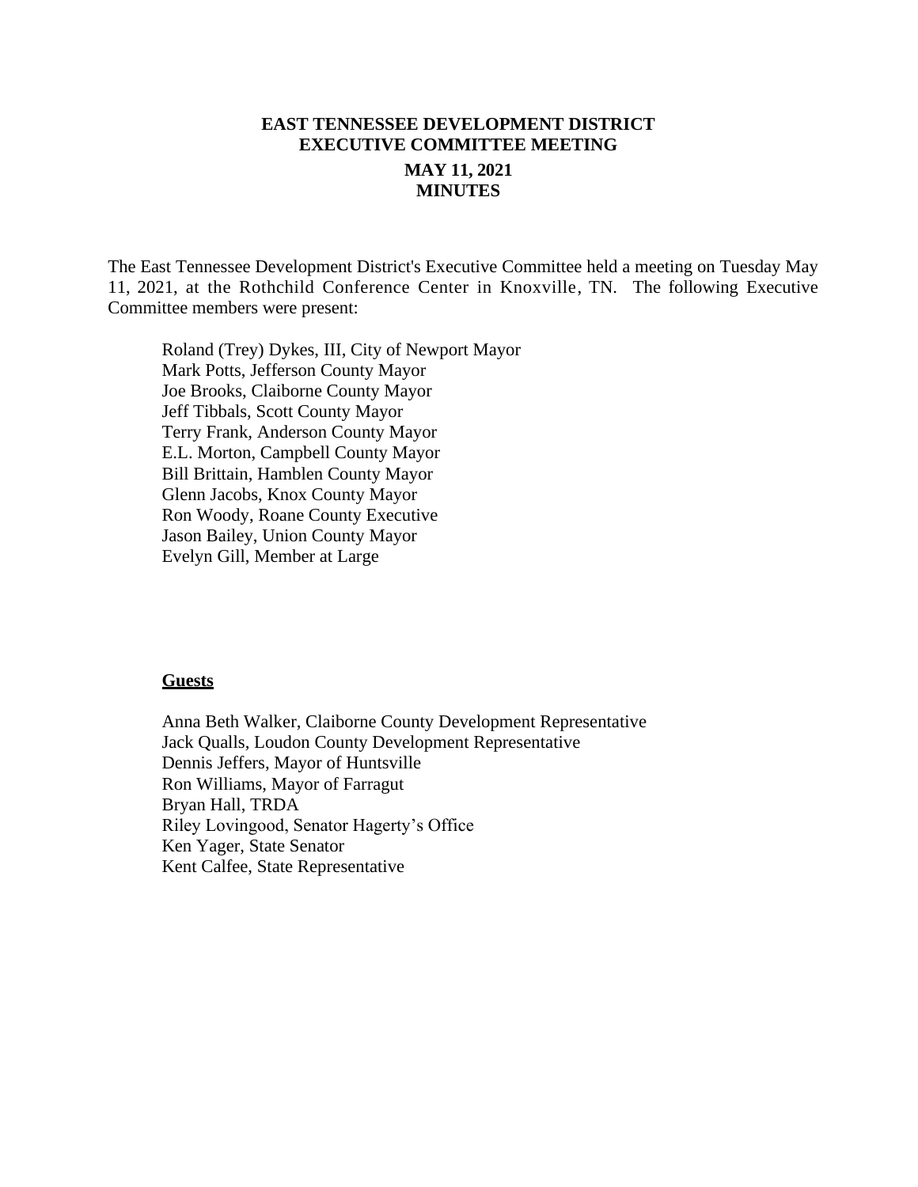# EAST TENNESSEE DEVELOPMENT DISTRICT
# EXECUTIVE COMMITTEE MEETING

## MAY 11, 2021
## MINUTES

The East Tennessee Development District's Executive Committee held a meeting on Tuesday May 11, 2021, at the Rothchild Conference Center in Knoxville, TN. The following Executive Committee members were present:

Roland (Trey) Dykes, III, City of Newport Mayor
Mark Potts, Jefferson County Mayor
Joe Brooks, Claiborne County Mayor
Jeff Tibbals, Scott County Mayor
Terry Frank, Anderson County Mayor
E.L. Morton, Campbell County Mayor
Bill Brittain, Hamblen County Mayor
Glenn Jacobs, Knox County Mayor
Ron Woody, Roane County Executive
Jason Bailey, Union County Mayor
Evelyn Gill, Member at Large

**Guests**

Anna Beth Walker, Claiborne County Development Representative
Jack Qualls, Loudon County Development Representative
Dennis Jeffers, Mayor of Huntsville
Ron Williams, Mayor of Farragut
Bryan Hall, TRDA
Riley Lovingood, Senator Hagerty's Office
Ken Yager, State Senator
Kent Calfee, State Representative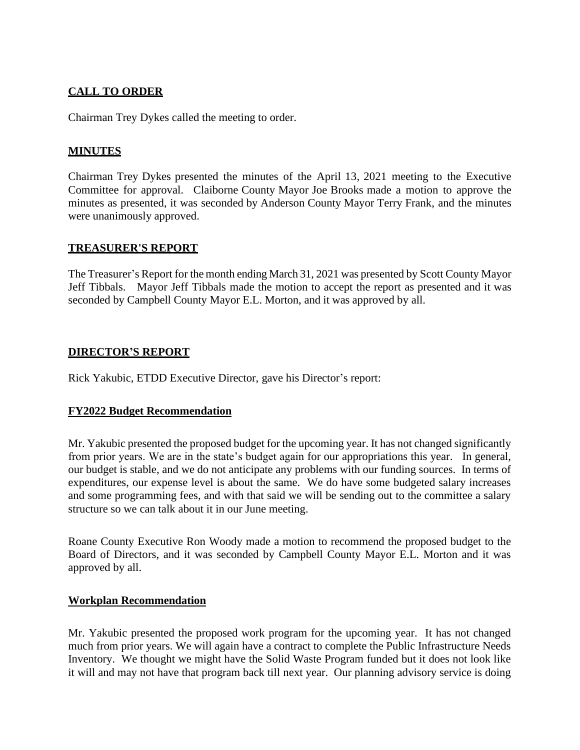## CALL TO ORDER

Chairman Trey Dykes called the meeting to order.

## MINUTES

Chairman Trey Dykes presented the minutes of the April 13, 2021 meeting to the Executive Committee for approval. Claiborne County Mayor Joe Brooks made a motion to approve the minutes as presented, it was seconded by Anderson County Mayor Terry Frank, and the minutes were unanimously approved.

## TREASURER'S REPORT

The Treasurer's Report for the month ending March 31, 2021 was presented by Scott County Mayor Jeff Tibbals. Mayor Jeff Tibbals made the motion to accept the report as presented and it was seconded by Campbell County Mayor E.L. Morton, and it was approved by all.

## DIRECTOR'S REPORT

Rick Yakubic, ETDD Executive Director, gave his Director's report:

### FY2022 Budget Recommendation

Mr. Yakubic presented the proposed budget for the upcoming year. It has not changed significantly from prior years. We are in the state's budget again for our appropriations this year. In general, our budget is stable, and we do not anticipate any problems with our funding sources. In terms of expenditures, our expense level is about the same. We do have some budgeted salary increases and some programming fees, and with that said we will be sending out to the committee a salary structure so we can talk about it in our June meeting.

Roane County Executive Ron Woody made a motion to recommend the proposed budget to the Board of Directors, and it was seconded by Campbell County Mayor E.L. Morton and it was approved by all.

### Workplan Recommendation

Mr. Yakubic presented the proposed work program for the upcoming year. It has not changed much from prior years. We will again have a contract to complete the Public Infrastructure Needs Inventory. We thought we might have the Solid Waste Program funded but it does not look like it will and may not have that program back till next year. Our planning advisory service is doing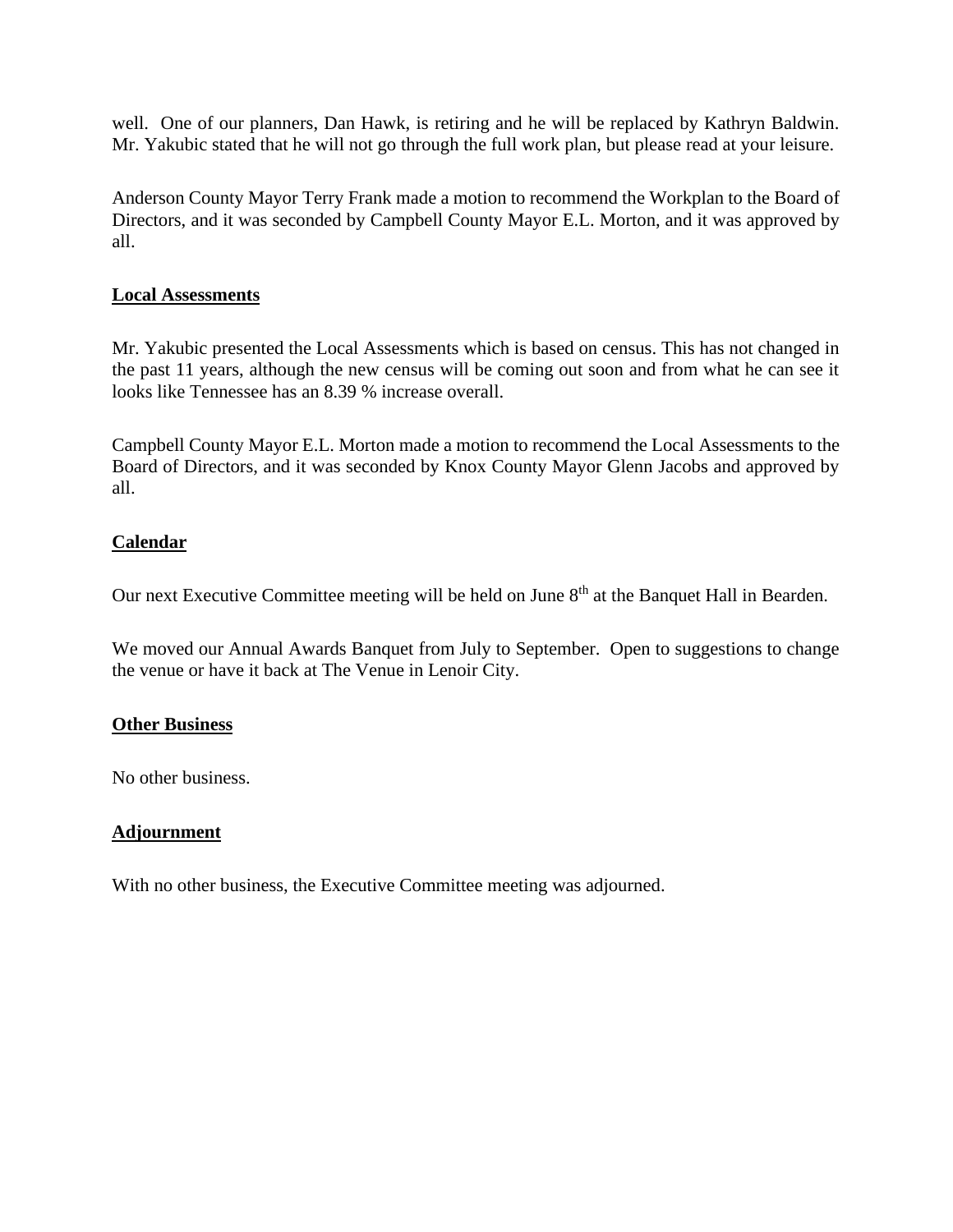well. One of our planners, Dan Hawk, is retiring and he will be replaced by Kathryn Baldwin. Mr. Yakubic stated that he will not go through the full work plan, but please read at your leisure.

Anderson County Mayor Terry Frank made a motion to recommend the Workplan to the Board of Directors, and it was seconded by Campbell County Mayor E.L. Morton, and it was approved by all.

## Local Assessments

Mr. Yakubic presented the Local Assessments which is based on census. This has not changed in the past 11 years, although the new census will be coming out soon and from what he can see it looks like Tennessee has an 8.39 % increase overall.

Campbell County Mayor E.L. Morton made a motion to recommend the Local Assessments to the Board of Directors, and it was seconded by Knox County Mayor Glenn Jacobs and approved by all.

## Calendar

Our next Executive Committee meeting will be held on June 8th at the Banquet Hall in Bearden.

We moved our Annual Awards Banquet from July to September. Open to suggestions to change the venue or have it back at The Venue in Lenoir City.

## Other Business

No other business.

## Adjournment

With no other business, the Executive Committee meeting was adjourned.